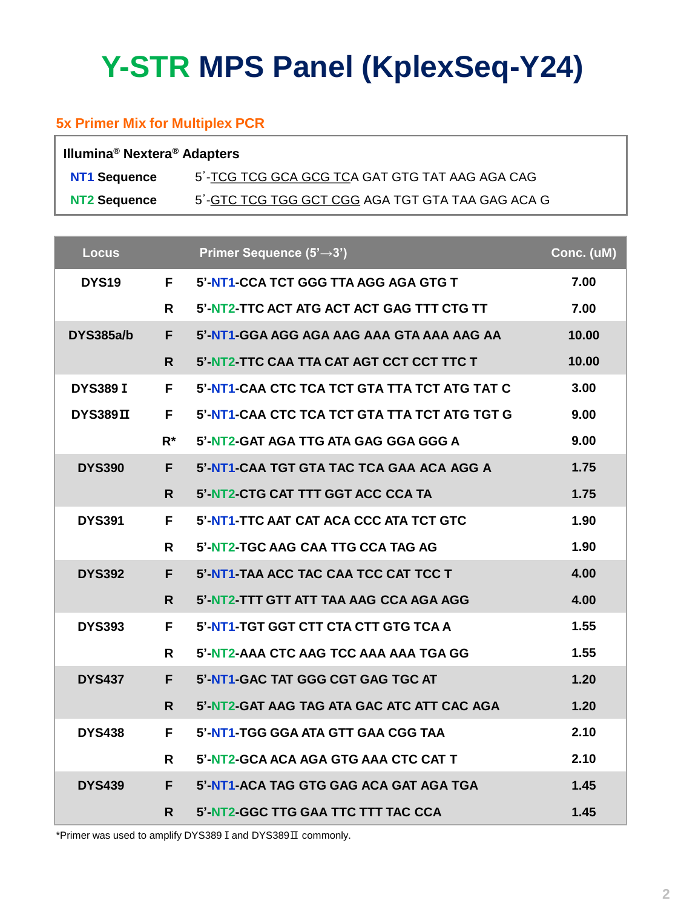# Y-STR MPS Panel (KplexSeq-Y24)

## 5x Primer Mix for Multiplex PCR

**Illumina® Nextera® Adapters**

| | |
|---|---|
| **NT1 Sequence** | 5'-<u>TCG TCG GCA GCG TC</u>A GAT GTG TAT AAG AGA CAG |
| **NT2 Sequence** | 5'-<u>GTC TCG TGG GCT CGG</u> AGA TGT GTA TAA GAG ACA G |

| Locus | | Primer Sequence (5'→3') | Conc. (uM) |
|---|---|---|---|
| DYS19 | F | 5'-NT1-CCA TCT GGG TTA AGG AGA GTG T | 7.00 |
| | R | 5'-NT2-TTC ACT ATG ACT ACT GAG TTT CTG TT | 7.00 |
| DYS385a/b | F | 5'-NT1-GGA AGG AGA AAG AAA GTA AAA AAG AA | 10.00 |
| | R | 5'-NT2-TTC CAA TTA CAT AGT CCT CCT TTC T | 10.00 |
| DYS389 I | F | 5'-NT1-CAA CTC TCA TCT GTA TTA TCT ATG TAT C | 3.00 |
| DYS389 II | F | 5'-NT1-CAA CTC TCA TCT GTA TTA TCT ATG TGT G | 9.00 |
| | R* | 5'-NT2-GAT AGA TTG ATA GAG GGA GGG A | 9.00 |
| DYS390 | F | 5'-NT1-CAA TGT GTA TAC TCA GAA ACA AGG A | 1.75 |
| | R | 5'-NT2-CTG CAT TTT GGT ACC CCA TA | 1.75 |
| DYS391 | F | 5'-NT1-TTC AAT CAT ACA CCC ATA TCT GTC | 1.90 |
| | R | 5'-NT2-TGC AAG CAA TTG CCA TAG AG | 1.90 |
| DYS392 | F | 5'-NT1-TAA ACC TAC CAA TCC CAT TCC T | 4.00 |
| | R | 5'-NT2-TTT GTT ATT TAA AAG CCA AGA AGG | 4.00 |
| DYS393 | F | 5'-NT1-TGT GGT CTT CTA CTT GTG TCA A | 1.55 |
| | R | 5'-NT2-AAA CTC AAG TCC AAA AAA TGA GG | 1.55 |
| DYS437 | F | 5'-NT1-GAC TAT GGG CGT GAG TGC AT | 1.20 |
| | R | 5'-NT2-GAT AAG TAG ATA GAC ATC ATT CAC AGA | 1.20 |
| DYS438 | F | 5'-NT1-TGG GGA ATA GTT GAA CGG TAA | 2.10 |
| | R | 5'-NT2-GCA ACA AGA GTG AAA CTC CAT T | 2.10 |
| DYS439 | F | 5'-NT1-ACA TAG GTG GAG ACA GAT AGA TGA | 1.45 |
| | R | 5'-NT2-GGC TTG GAA TTC TTT TAC CCA | 1.45 |

*Primer was used to amplify DYS389 I and DYS389 II commonly.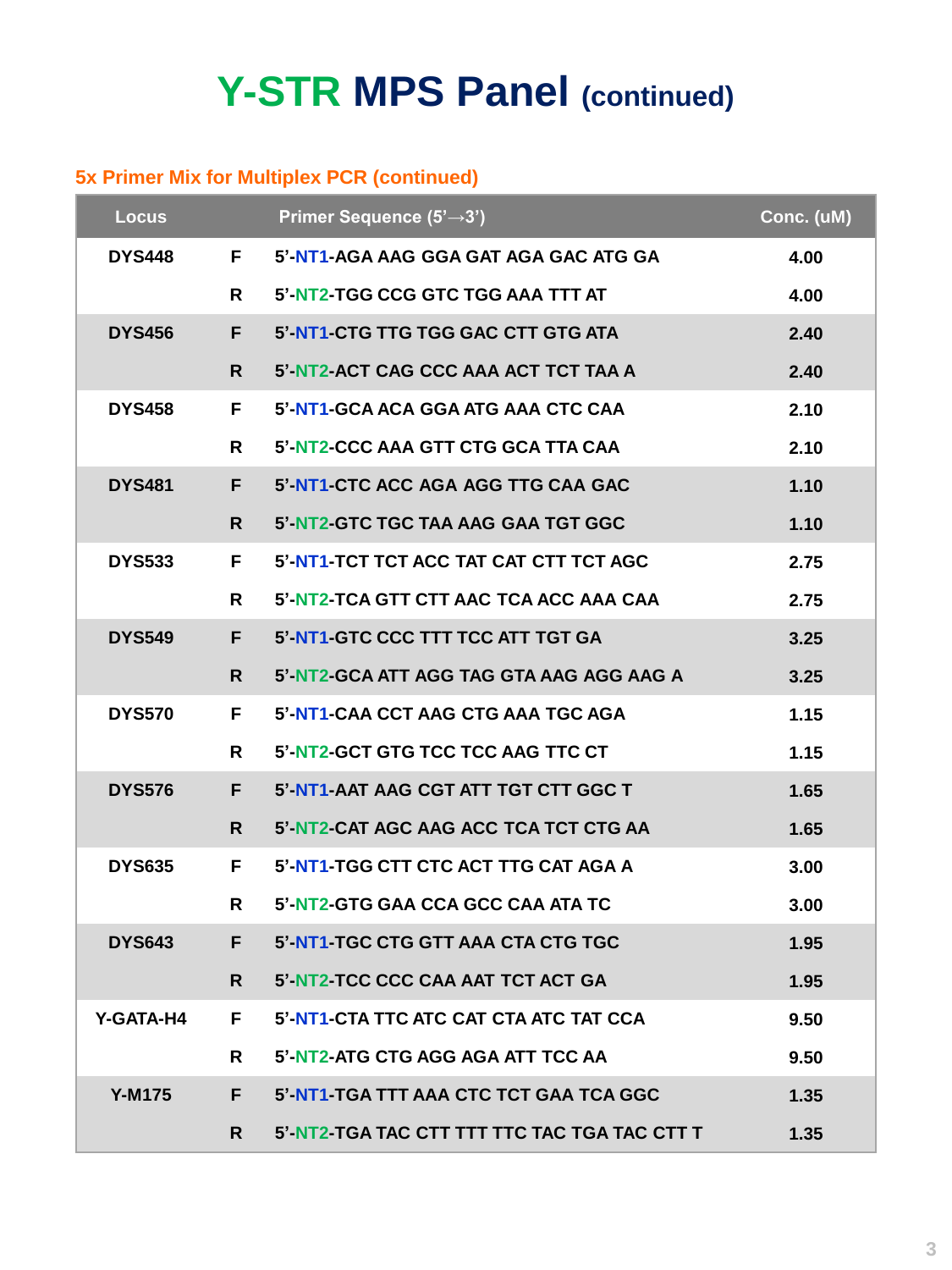# Y-STR MPS Panel (continued)

## 5x Primer Mix for Multiplex PCR (continued)

| Locus | | Primer Sequence (5'→3') | Conc. (uM) |
|---|---|---|---|
| DYS448 | F | 5'-NT1-AGA AAG GGA GAT AGA GAC ATG GA | 4.00 |
| | R | 5'-NT2-TGG CCG GTC TGG AAA TTT AT | 4.00 |
| DYS456 | F | 5'-NT1-CTG TTG TGG GAC CTT GTG ATA | 2.40 |
| | R | 5'-NT2-ACT CAG CCC AAA ACT TCT TAA A | 2.40 |
| DYS458 | F | 5'-NT1-GCA ACA GGA ATG AAA CTC CAA | 2.10 |
| | R | 5'-NT2-CCC AAA GTT CTG GCA TTA CAA | 2.10 |
| DYS481 | F | 5'-NT1-CTC ACC AGA AGG TTG CAA GAC | 1.10 |
| | R | 5'-NT2-GTC TGC TAA AAG GAA TGT GGC | 1.10 |
| DYS533 | F | 5'-NT1-TCT TCT ACC TAT CAT CTT TCT AGC | 2.75 |
| | R | 5'-NT2-TCA GTT CTT AAC TCA ACC AAA CAA | 2.75 |
| DYS549 | F | 5'-NT1-GTC CCC TTT TCC ATT TGT GA | 3.25 |
| | R | 5'-NT2-GCA ATT AGG TAG GTA AAG AGG AAG A | 3.25 |
| DYS570 | F | 5'-NT1-CAA CCT AAG CTG AAA TGC AGA | 1.15 |
| | R | 5'-NT2-GCT GTG TCC TCC AAG TTC CT | 1.15 |
| DYS576 | F | 5'-NT1-AAT AAG CGT ATT TGT CTT GGC T | 1.65 |
| | R | 5'-NT2-CAT AGC AAG ACC TCA TCT CTG AA | 1.65 |
| DYS635 | F | 5'-NT1-TGG CTT CTC ACT TTG CAT AGA A | 3.00 |
| | R | 5'-NT2-GTG GAA CCA GCC CAA ATA TC | 3.00 |
| DYS643 | F | 5'-NT1-TGC CTG GTT AAA CTA CTG TGC | 1.95 |
| | R | 5'-NT2-TCC CCC CAA AAT TCT ACT GA | 1.95 |
| Y-GATA-H4 | F | 5'-NT1-CTA TTC ATC CAT CTA ATC TAT CCA | 9.50 |
| | R | 5'-NT2-ATG CTG AGG AGA ATT TCC AA | 9.50 |
| Y-M175 | F | 5'-NT1-TGA TTT AAA CTC TCT GAA TCA GGC | 1.35 |
| | R | 5'-NT2-TGA TAC CTT TTT TTC TAC TGA TAC CTT T | 1.35 |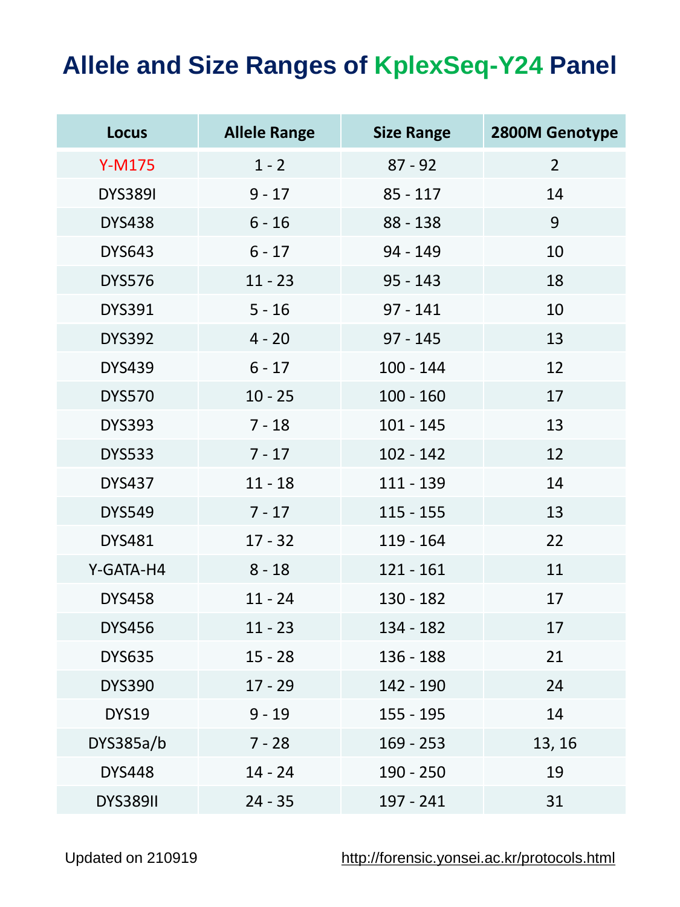# Allele and Size Ranges of KplexSeq-Y24 Panel

| Locus | Allele Range | Size Range | 2800M Genotype |
|---|---|---|---|
| Y-M175 | 1 - 2 | 87 - 92 | 2 |
| DYS389I | 9 - 17 | 85 - 117 | 14 |
| DYS438 | 6 - 16 | 88 - 138 | 9 |
| DYS643 | 6 - 17 | 94 - 149 | 10 |
| DYS576 | 11 - 23 | 95 - 143 | 18 |
| DYS391 | 5 - 16 | 97 - 141 | 10 |
| DYS392 | 4 - 20 | 97 - 145 | 13 |
| DYS439 | 6 - 17 | 100 - 144 | 12 |
| DYS570 | 10 - 25 | 100 - 160 | 17 |
| DYS393 | 7 - 18 | 101 - 145 | 13 |
| DYS533 | 7 - 17 | 102 - 142 | 12 |
| DYS437 | 11 - 18 | 111 - 139 | 14 |
| DYS549 | 7 - 17 | 115 - 155 | 13 |
| DYS481 | 17 - 32 | 119 - 164 | 22 |
| Y-GATA-H4 | 8 - 18 | 121 - 161 | 11 |
| DYS458 | 11 - 24 | 130 - 182 | 17 |
| DYS456 | 11 - 23 | 134 - 182 | 17 |
| DYS635 | 15 - 28 | 136 - 188 | 21 |
| DYS390 | 17 - 29 | 142 - 190 | 24 |
| DYS19 | 9 - 19 | 155 - 195 | 14 |
| DYS385a/b | 7 - 28 | 169 - 253 | 13, 16 |
| DYS448 | 14 - 24 | 190 - 250 | 19 |
| DYS389II | 24 - 35 | 197 - 241 | 31 |

Updated on 210919

http://forensic.yonsei.ac.kr/protocols.html